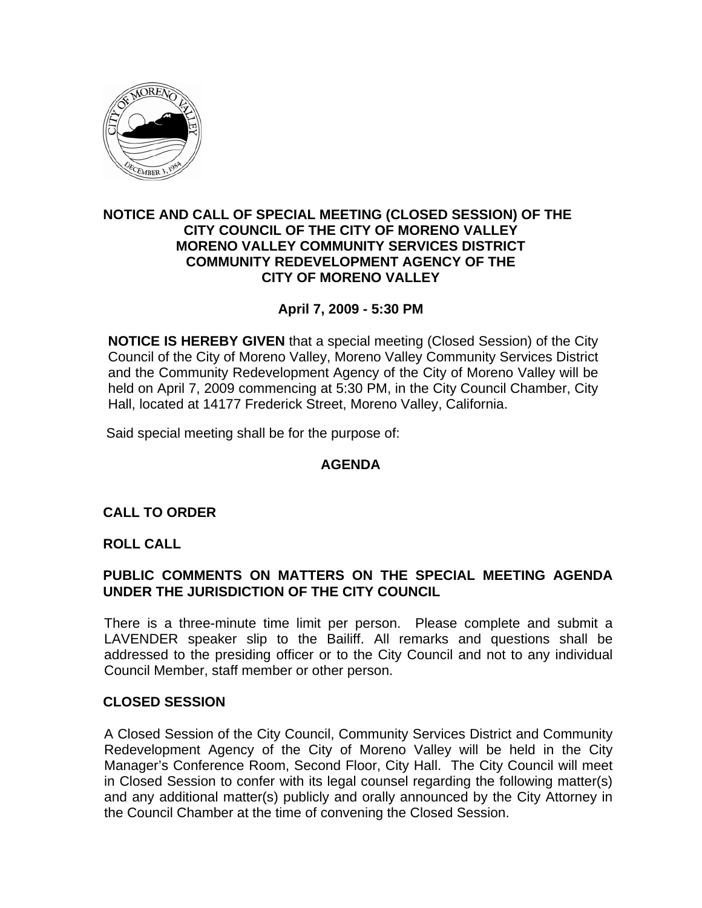**NOTICE AND CALL OF SPECIAL MEETING (CLOSED SESSION) OF THE CITY COUNCIL OF THE CITY OF MORENO VALLEY MORENO VALLEY COMMUNITY SERVICES DISTRICT COMMUNITY REDEVELOPMENT AGENCY OF THE CITY OF MORENO VALLEY**

**April 7, 2009 - 5:30 PM**

**NOTICE IS HEREBY GIVEN** that a special meeting (Closed Session) of the City Council of the City of Moreno Valley, Moreno Valley Community Services District and the Community Redevelopment Agency of the City of Moreno Valley will be held on April 7, 2009 commencing at 5:30 PM, in the City Council Chamber, City Hall, located at 14177 Frederick Street, Moreno Valley, California.

Said special meeting shall be for the purpose of:

## AGENDA

### CALL TO ORDER

### ROLL CALL

### PUBLIC COMMENTS ON MATTERS ON THE SPECIAL MEETING AGENDA UNDER THE JURISDICTION OF THE CITY COUNCIL

There is a three-minute time limit per person. Please complete and submit a LAVENDER speaker slip to the Bailiff. All remarks and questions shall be addressed to the presiding officer or to the City Council and not to any individual Council Member, staff member or other person.

### CLOSED SESSION

A Closed Session of the City Council, Community Services District and Community Redevelopment Agency of the City of Moreno Valley will be held in the City Manager's Conference Room, Second Floor, City Hall. The City Council will meet in Closed Session to confer with its legal counsel regarding the following matter(s) and any additional matter(s) publicly and orally announced by the City Attorney in the Council Chamber at the time of convening the Closed Session.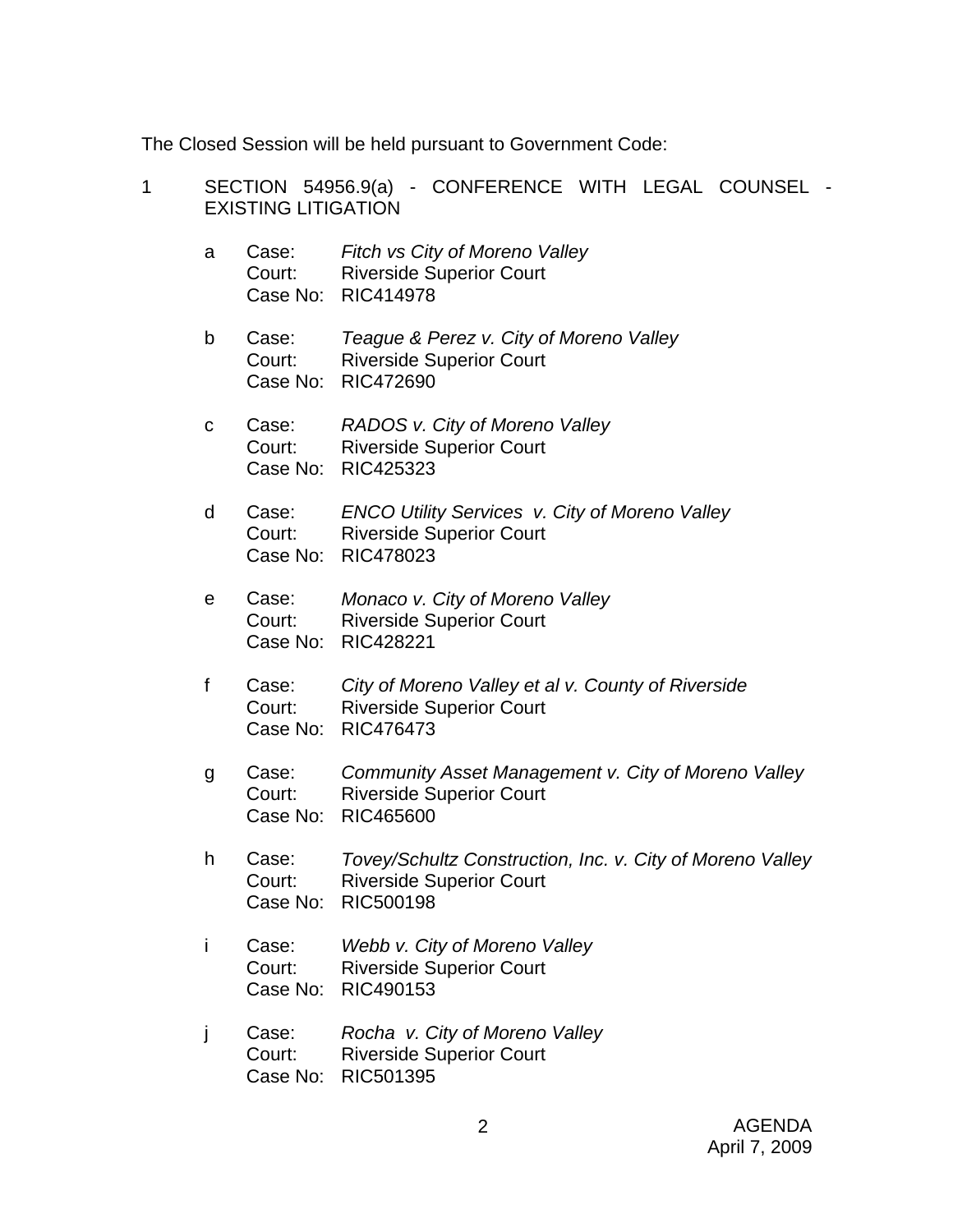The Closed Session will be held pursuant to Government Code:

1 SECTION 54956.9(a) - CONFERENCE WITH LEGAL COUNSEL - EXISTING LITIGATION

a Case: *Fitch vs City of Moreno Valley*
Court: Riverside Superior Court
Case No: RIC414978

b Case: *Teague & Perez v. City of Moreno Valley*
Court: Riverside Superior Court
Case No: RIC472690

c Case: *RADOS v. City of Moreno Valley*
Court: Riverside Superior Court
Case No: RIC425323

d Case: *ENCO Utility Services v. City of Moreno Valley*
Court: Riverside Superior Court
Case No: RIC478023

e Case: *Monaco v. City of Moreno Valley*
Court: Riverside Superior Court
Case No: RIC428221

f Case: *City of Moreno Valley et al v. County of Riverside*
Court: Riverside Superior Court
Case No: RIC476473

g Case: *Community Asset Management v. City of Moreno Valley*
Court: Riverside Superior Court
Case No: RIC465600

h Case: *Tovey/Schultz Construction, Inc. v. City of Moreno Valley*
Court: Riverside Superior Court
Case No: RIC500198

i Case: *Webb v. City of Moreno Valley*
Court: Riverside Superior Court
Case No: RIC490153

j Case: *Rocha v. City of Moreno Valley*
Court: Riverside Superior Court
Case No: RIC501395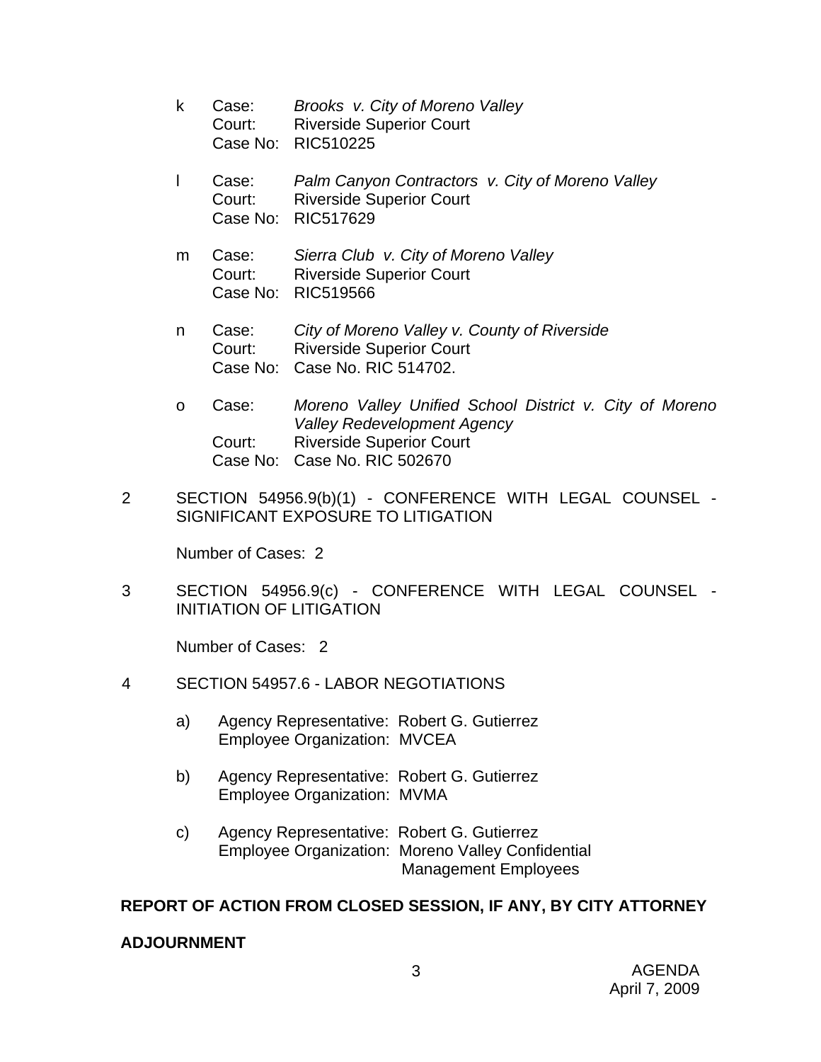k Case: *Brooks v. City of Moreno Valley*
 Court: Riverside Superior Court
 Case No: RIC510225

l Case: *Palm Canyon Contractors v. City of Moreno Valley*
 Court: Riverside Superior Court
 Case No: RIC517629

m Case: *Sierra Club v. City of Moreno Valley*
 Court: Riverside Superior Court
 Case No: RIC519566

n Case: *City of Moreno Valley v. County of Riverside*
 Court: Riverside Superior Court
 Case No: Case No. RIC 514702.

o Case: *Moreno Valley Unified School District v. City of Moreno Valley Redevelopment Agency*
 Court: Riverside Superior Court
 Case No: Case No. RIC 502670

2 SECTION 54956.9(b)(1) - CONFERENCE WITH LEGAL COUNSEL - SIGNIFICANT EXPOSURE TO LITIGATION

Number of Cases: 2

3 SECTION 54956.9(c) - CONFERENCE WITH LEGAL COUNSEL - INITIATION OF LITIGATION

Number of Cases: 2

4 SECTION 54957.6 - LABOR NEGOTIATIONS

a) Agency Representative: Robert G. Gutierrez
 Employee Organization: MVCEA

b) Agency Representative: Robert G. Gutierrez
 Employee Organization: MVMA

c) Agency Representative: Robert G. Gutierrez
 Employee Organization: Moreno Valley Confidential Management Employees

**REPORT OF ACTION FROM CLOSED SESSION, IF ANY, BY CITY ATTORNEY**

**ADJOURNMENT**